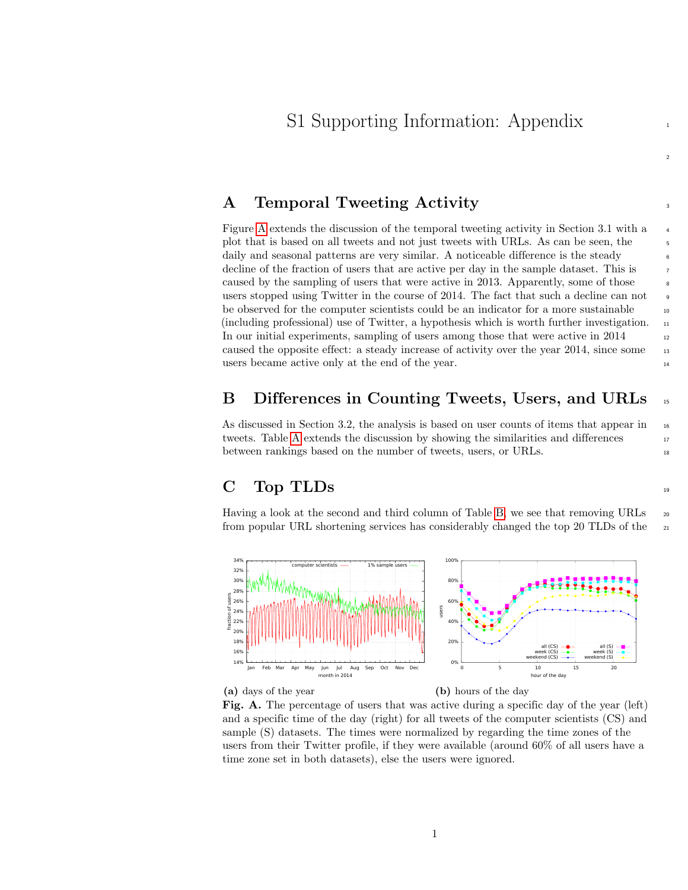# S1 Supporting Information: Appendix

## A Temporal Tweeting Activity

Figure A extends the discussion of the temporal tweeting activity in Section 3.1 with a plot that is based on all tweets and not just tweets with URLs. As can be seen, the daily and seasonal patterns are very similar. A noticeable difference is the steady decline of the fraction of users that are active per day in the sample dataset. This is caused by the sampling of users that were active in 2013. Apparently, some of those users stopped using Twitter in the course of 2014. The fact that such a decline can not be observed for the computer scientists could be an indicator for a more sustainable (including professional) use of Twitter, a hypothesis which is worth further investigation. In our initial experiments, sampling of users among those that were active in 2014 caused the opposite effect: a steady increase of activity over the year 2014, since some users became active only at the end of the year.

## B Differences in Counting Tweets, Users, and URLs

As discussed in Section 3.2, the analysis is based on user counts of items that appear in tweets. Table A extends the discussion by showing the similarities and differences between rankings based on the number of tweets, users, or URLs.

## C Top TLDs

Having a look at the second and third column of Table B, we see that removing URLs from popular URL shortening services has considerably changed the top 20 TLDs of the

(a) days of the year

(b) hours of the day

**Fig. A.** The percentage of users that was active during a specific day of the year (left) and a specific time of the day (right) for all tweets of the computer scientists (CS) and sample (S) datasets. The times were normalized by regarding the time zones of the users from their Twitter profile, if they were available (around 60% of all users have a time zone set in both datasets), else the users were ignored.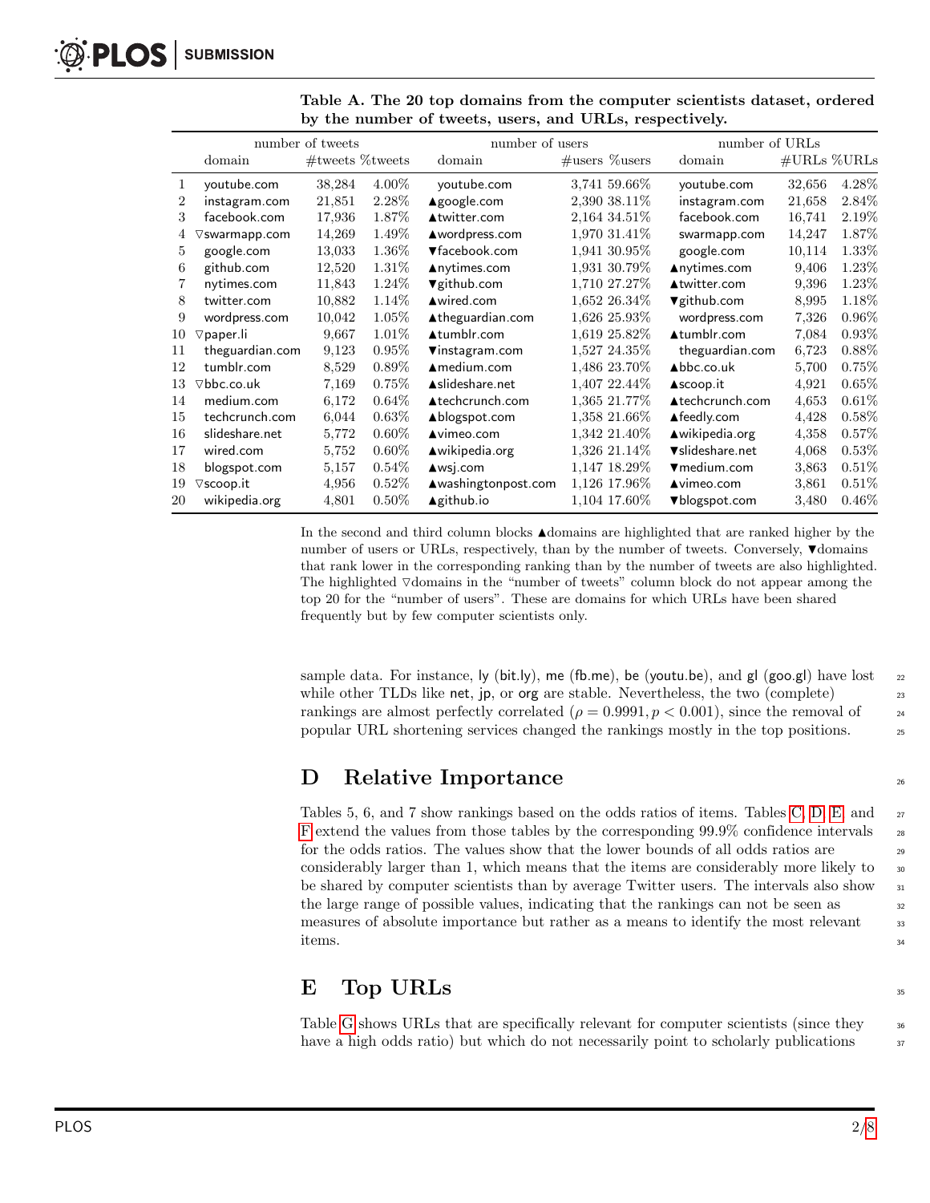**Table A. The 20 top domains from the computer scientists dataset, ordered by the number of tweets, users, and URLs, respectively.**

| | number of tweets | | | number of users | | | number of URLs | | |
|---|---|---|---|---|---|---|---|---|---|
| | domain | #tweets | %tweets | domain | #users | %users | domain | #URLs | %URLs |
| 1 | youtube.com | 38,284 | 4.00% | youtube.com | 3,741 | 59.66% | youtube.com | 32,656 | 4.28% |
| 2 | instagram.com | 21,851 | 2.28% | ▲google.com | 2,390 | 38.11% | instagram.com | 21,658 | 2.84% |
| 3 | facebook.com | 17,936 | 1.87% | ▲twitter.com | 2,164 | 34.51% | facebook.com | 16,741 | 2.19% |
| 4 | ▽swarmapp.com | 14,269 | 1.49% | ▲wordpress.com | 1,970 | 31.41% | swarmapp.com | 14,247 | 1.87% |
| 5 | google.com | 13,033 | 1.36% | ▼facebook.com | 1,941 | 30.95% | google.com | 10,114 | 1.33% |
| 6 | github.com | 12,520 | 1.31% | ▲nytimes.com | 1,931 | 30.79% | ▲nytimes.com | 9,406 | 1.23% |
| 7 | nytimes.com | 11,843 | 1.24% | ▼github.com | 1,710 | 27.27% | ▲twitter.com | 9,396 | 1.23% |
| 8 | twitter.com | 10,882 | 1.14% | ▲wired.com | 1,652 | 26.34% | ▼github.com | 8,995 | 1.18% |
| 9 | wordpress.com | 10,042 | 1.05% | ▲theguardian.com | 1,626 | 25.93% | wordpress.com | 7,326 | 0.96% |
| 10 | ▽paper.li | 9,667 | 1.01% | ▲tumblr.com | 1,619 | 25.82% | ▲tumblr.com | 7,084 | 0.93% |
| 11 | theguardian.com | 9,123 | 0.95% | ▼instagram.com | 1,527 | 24.35% | theguardian.com | 6,723 | 0.88% |
| 12 | tumblr.com | 8,529 | 0.89% | ▲medium.com | 1,486 | 23.70% | ▲bbc.co.uk | 5,700 | 0.75% |
| 13 | ▽bbc.co.uk | 7,169 | 0.75% | ▲slideshare.net | 1,407 | 22.44% | ▲scoop.it | 4,921 | 0.65% |
| 14 | medium.com | 6,172 | 0.64% | ▲techcrunch.com | 1,365 | 21.77% | ▲techcrunch.com | 4,653 | 0.61% |
| 15 | techcrunch.com | 6,044 | 0.63% | ▲blogspot.com | 1,358 | 21.66% | ▲feedly.com | 4,428 | 0.58% |
| 16 | slideshare.net | 5,772 | 0.60% | ▲vimeo.com | 1,342 | 21.40% | ▲wikipedia.org | 4,358 | 0.57% |
| 17 | wired.com | 5,752 | 0.60% | ▲wikipedia.org | 1,326 | 21.14% | ▼slideshare.net | 4,068 | 0.53% |
| 18 | blogspot.com | 5,157 | 0.54% | ▲wsj.com | 1,147 | 18.29% | ▼medium.com | 3,863 | 0.51% |
| 19 | ▽scoop.it | 4,956 | 0.52% | ▲washingtonpost.com | 1,126 | 17.96% | ▲vimeo.com | 3,861 | 0.51% |
| 20 | wikipedia.org | 4,801 | 0.50% | ▲github.io | 1,104 | 17.60% | ▼blogspot.com | 3,480 | 0.46% |

In the second and third column blocks ▲domains are highlighted that are ranked higher by the number of users or URLs, respectively, than by the number of tweets. Conversely, ▼domains that rank lower in the corresponding ranking than by the number of tweets are also highlighted. The highlighted ▽domains in the "number of tweets" column block do not appear among the top 20 for the "number of users". These are domains for which URLs have been shared frequently but by few computer scientists only.

sample data. For instance, ly (bit.ly), me (fb.me), be (youtu.be), and gl (goo.gl) have lost while other TLDs like net, jp, or org are stable. Nevertheless, the two (complete) rankings are almost perfectly correlated ($\rho = 0.9991, p < 0.001$), since the removal of popular URL shortening services changed the rankings mostly in the top positions.

## D Relative Importance

Tables 5, 6, and 7 show rankings based on the odds ratios of items. Tables C, D, E, and F extend the values from those tables by the corresponding 99.9% confidence intervals for the odds ratios. The values show that the lower bounds of all odds ratios are considerably larger than 1, which means that the items are considerably more likely to be shared by computer scientists than by average Twitter users. The intervals also show the large range of possible values, indicating that the rankings can not be seen as measures of absolute importance but rather as a means to identify the most relevant items.

## E Top URLs

Table G shows URLs that are specifically relevant for computer scientists (since they have a high odds ratio) but which do not necessarily point to scholarly publications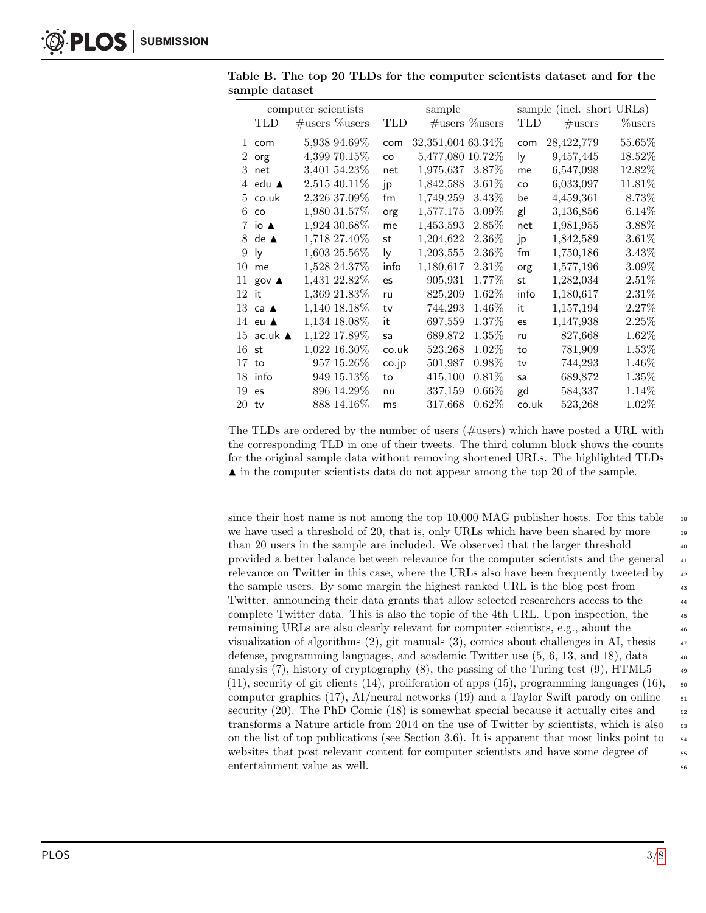**Table B. The top 20 TLDs for the computer scientists dataset and for the sample dataset**

| | computer scientists | | | sample | | | sample (incl. short URLs) | | |
|---|---|---|---|---|---|---|---|---|---|
| | TLD | #users | %users | TLD | #users | %users | TLD | #users | %users |
| 1 | com | 5,938 | 94.69% | com | 32,351,004 | 63.34% | com | 28,422,779 | 55.65% |
| 2 | org | 4,399 | 70.15% | co | 5,477,080 | 10.72% | ly | 9,457,445 | 18.52% |
| 3 | net | 3,401 | 54.23% | net | 1,975,637 | 3.87% | me | 6,547,098 | 12.82% |
| 4 | edu ▲ | 2,515 | 40.11% | jp | 1,842,588 | 3.61% | co | 6,033,097 | 11.81% |
| 5 | co.uk | 2,326 | 37.09% | fm | 1,749,259 | 3.43% | be | 4,459,361 | 8.73% |
| 6 | co | 1,980 | 31.57% | org | 1,577,175 | 3.09% | gl | 3,136,856 | 6.14% |
| 7 | io ▲ | 1,924 | 30.68% | me | 1,453,593 | 2.85% | net | 1,981,955 | 3.88% |
| 8 | de ▲ | 1,718 | 27.40% | st | 1,204,622 | 2.36% | jp | 1,842,589 | 3.61% |
| 9 | ly | 1,603 | 25.56% | ly | 1,203,555 | 2.36% | fm | 1,750,186 | 3.43% |
| 10 | me | 1,528 | 24.37% | info | 1,180,617 | 2.31% | org | 1,577,196 | 3.09% |
| 11 | gov ▲ | 1,431 | 22.82% | es | 905,931 | 1.77% | st | 1,282,034 | 2.51% |
| 12 | it | 1,369 | 21.83% | ru | 825,209 | 1.62% | info | 1,180,617 | 2.31% |
| 13 | ca ▲ | 1,140 | 18.18% | tv | 744,293 | 1.46% | it | 1,157,194 | 2.27% |
| 14 | eu ▲ | 1,134 | 18.08% | it | 697,559 | 1.37% | es | 1,147,938 | 2.25% |
| 15 | ac.uk ▲ | 1,122 | 17.89% | sa | 689,872 | 1.35% | ru | 827,668 | 1.62% |
| 16 | st | 1,022 | 16.30% | co.uk | 523,268 | 1.02% | to | 781,909 | 1.53% |
| 17 | to | 957 | 15.26% | co.jp | 501,987 | 0.98% | tv | 744,293 | 1.46% |
| 18 | info | 949 | 15.13% | to | 415,100 | 0.81% | sa | 689,872 | 1.35% |
| 19 | es | 896 | 14.29% | nu | 337,159 | 0.66% | gd | 584,337 | 1.14% |
| 20 | tv | 888 | 14.16% | ms | 317,668 | 0.62% | co.uk | 523,268 | 1.02% |

The TLDs are ordered by the number of users (#users) which have posted a URL with the corresponding TLD in one of their tweets. The third column block shows the counts for the original sample data without removing shortened URLs. The highlighted TLDs ▲ in the computer scientists data do not appear among the top 20 of the sample.

since their host name is not among the top 10,000 MAG publisher hosts. For this table we have used a threshold of 20, that is, only URLs which have been shared by more than 20 users in the sample are included. We observed that the larger threshold provided a better balance between relevance for the computer scientists and the general relevance on Twitter in this case, where the URLs also have been frequently tweeted by the sample users. By some margin the highest ranked URL is the blog post from Twitter, announcing their data grants that allow selected researchers access to the complete Twitter data. This is also the topic of the 4th URL. Upon inspection, the remaining URLs are also clearly relevant for computer scientists, e.g., about the visualization of algorithms (2), git manuals (3), comics about challenges in AI, thesis defense, programming languages, and academic Twitter use (5, 6, 13, and 18), data analysis (7), history of cryptography (8), the passing of the Turing test (9), HTML5 (11), security of git clients (14), proliferation of apps (15), programming languages (16), computer graphics (17), AI/neural networks (19) and a Taylor Swift parody on online security (20). The PhD Comic (18) is somewhat special because it actually cites and transforms a Nature article from 2014 on the use of Twitter by scientists, which is also on the list of top publications (see Section 3.6). It is apparent that most links point to websites that post relevant content for computer scientists and have some degree of entertainment value as well.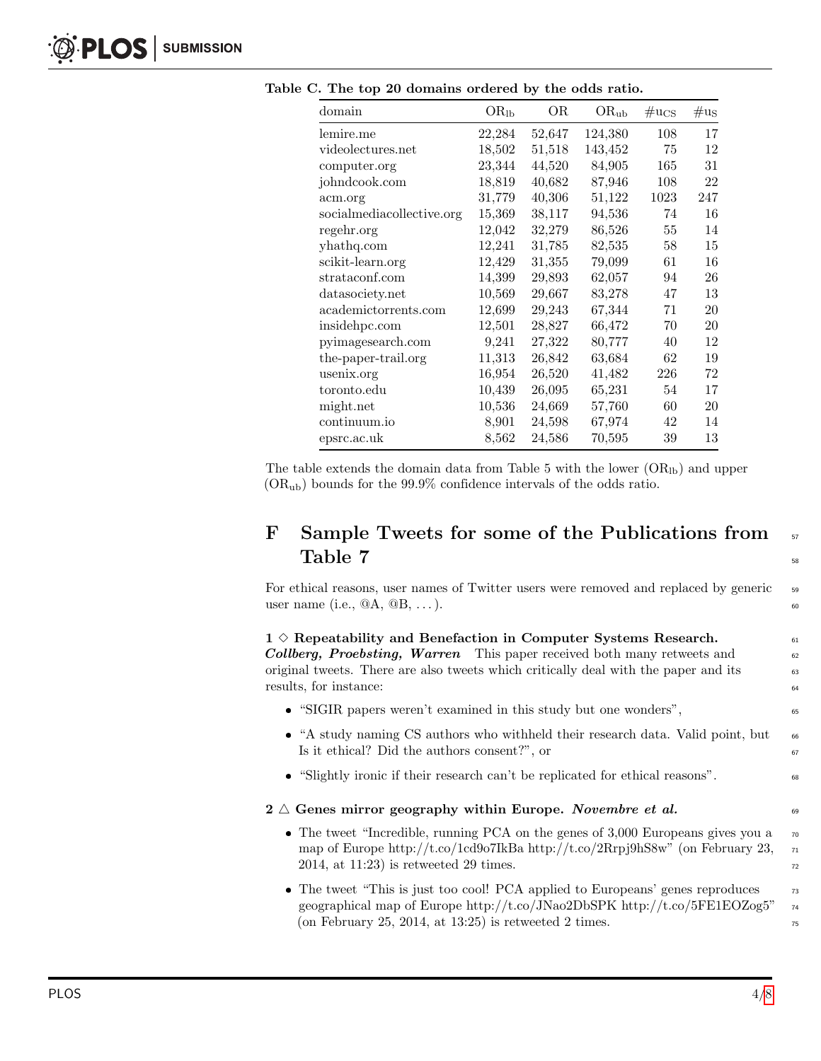**Table C. The top 20 domains ordered by the odds ratio.**

| domain | $OR_{lb}$ | OR | $OR_{ub}$ | $\#u_{CS}$ | $\#u_S$ |
|---|---|---|---|---|---|
| lemire.me | 22,284 | 52,647 | 124,380 | 108 | 17 |
| videolectures.net | 18,502 | 51,518 | 143,452 | 75 | 12 |
| computer.org | 23,344 | 44,520 | 84,905 | 165 | 31 |
| johndcook.com | 18,819 | 40,682 | 87,946 | 108 | 22 |
| acm.org | 31,779 | 40,306 | 51,122 | 1023 | 247 |
| socialmediacollective.org | 15,369 | 38,117 | 94,536 | 74 | 16 |
| regehr.org | 12,042 | 32,279 | 86,526 | 55 | 14 |
| yhathq.com | 12,241 | 31,785 | 82,535 | 58 | 15 |
| scikit-learn.org | 12,429 | 31,355 | 79,099 | 61 | 16 |
| strataconf.com | 14,399 | 29,893 | 62,057 | 94 | 26 |
| datasociety.net | 10,569 | 29,667 | 83,278 | 47 | 13 |
| academictorrents.com | 12,699 | 29,243 | 67,344 | 71 | 20 |
| insidehpc.com | 12,501 | 28,827 | 66,472 | 70 | 20 |
| pyimagesearch.com | 9,241 | 27,322 | 80,777 | 40 | 12 |
| the-paper-trail.org | 11,313 | 26,842 | 63,684 | 62 | 19 |
| usenix.org | 16,954 | 26,520 | 41,482 | 226 | 72 |
| toronto.edu | 10,439 | 26,095 | 65,231 | 54 | 17 |
| might.net | 10,536 | 24,669 | 57,760 | 60 | 20 |
| continuum.io | 8,901 | 24,598 | 67,974 | 42 | 14 |
| epsrc.ac.uk | 8,562 | 24,586 | 70,595 | 39 | 13 |

The table extends the domain data from Table 5 with the lower ($OR_{lb}$) and upper ($OR_{ub}$) bounds for the 99.9% confidence intervals of the odds ratio.

# F Sample Tweets for some of the Publications from Table 7

For ethical reasons, user names of Twitter users were removed and replaced by generic user name (i.e., @A, @B, ...).

**1 ◇ Repeatability and Benefaction in Computer Systems Research.** ***Collberg, Proebsting, Warren*** This paper received both many retweets and original tweets. There are also tweets which critically deal with the paper and its results, for instance:

- "SIGIR papers weren't examined in this study but one wonders",
- "A study naming CS authors who withheld their research data. Valid point, but Is it ethical? Did the authors consent?", or
- "Slightly ironic if their research can't be replicated for ethical reasons".

**2 △ Genes mirror geography within Europe.** ***Novembre et al.***

- The tweet "Incredible, running PCA on the genes of 3,000 Europeans gives you a map of Europe http://t.co/1cd9o7IkBa http://t.co/2Rrpj9hS8w" (on February 23, 2014, at 11:23) is retweeted 29 times.
- The tweet "This is just too cool! PCA applied to Europeans' genes reproduces geographical map of Europe http://t.co/JNao2DbSPK http://t.co/5FE1EOZog5" (on February 25, 2014, at 13:25) is retweeted 2 times.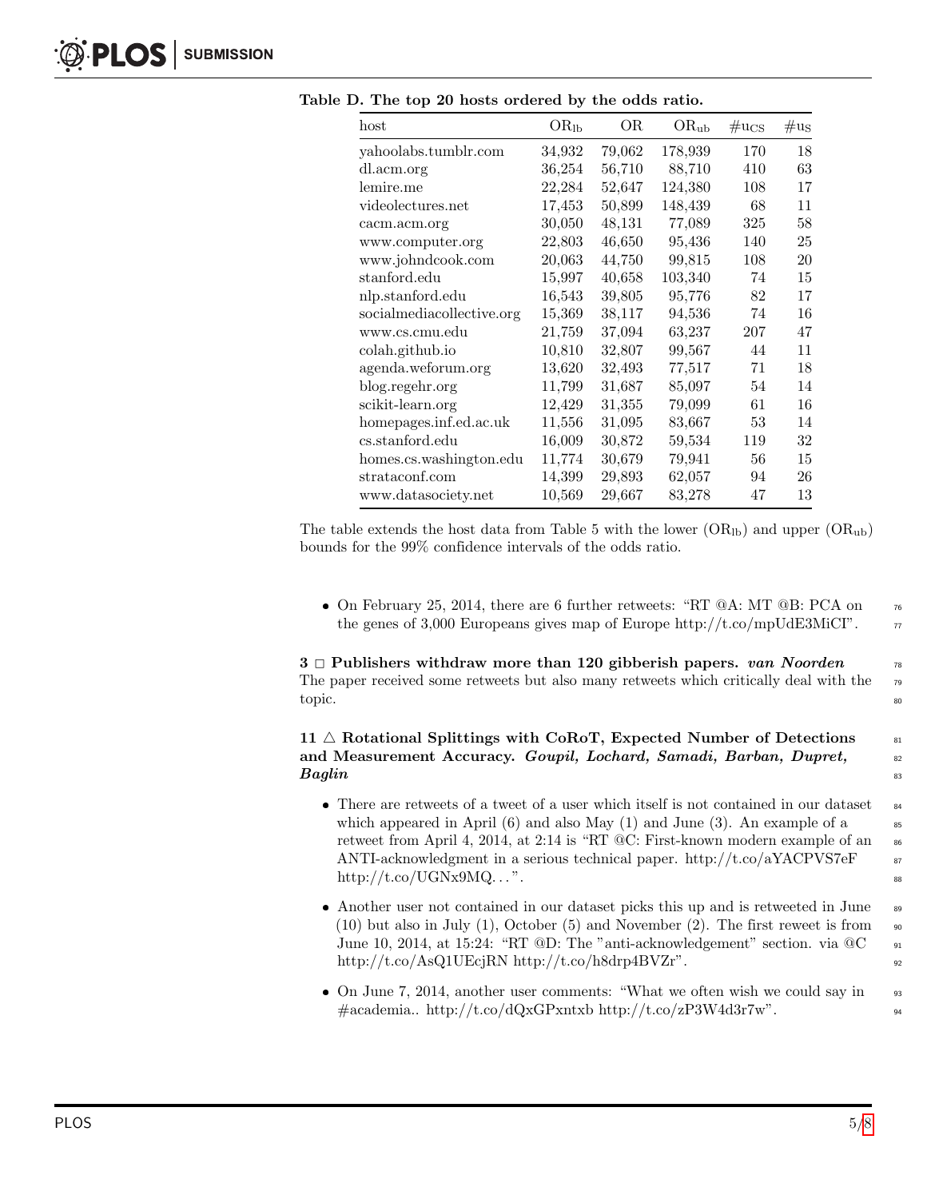**Table D. The top 20 hosts ordered by the odds ratio.**

| host | $OR_{lb}$ | OR | $OR_{ub}$ | $\#u_{CS}$ | #us |
|---|---|---|---|---|---|
| yahoolabs.tumblr.com | 34,932 | 79,062 | 178,939 | 170 | 18 |
| dl.acm.org | 36,254 | 56,710 | 88,710 | 410 | 63 |
| lemire.me | 22,284 | 52,647 | 124,380 | 108 | 17 |
| videolectures.net | 17,453 | 50,899 | 148,439 | 68 | 11 |
| cacm.acm.org | 30,050 | 48,131 | 77,089 | 325 | 58 |
| www.computer.org | 22,803 | 46,650 | 95,436 | 140 | 25 |
| www.johndcook.com | 20,063 | 44,750 | 99,815 | 108 | 20 |
| stanford.edu | 15,997 | 40,658 | 103,340 | 74 | 15 |
| nlp.stanford.edu | 16,543 | 39,805 | 95,776 | 82 | 17 |
| socialmediacollective.org | 15,369 | 38,117 | 94,536 | 74 | 16 |
| www.cs.cmu.edu | 21,759 | 37,094 | 63,237 | 207 | 47 |
| colah.github.io | 10,810 | 32,807 | 99,567 | 44 | 11 |
| agenda.weforum.org | 13,620 | 32,493 | 77,517 | 71 | 18 |
| blog.regehr.org | 11,799 | 31,687 | 85,097 | 54 | 14 |
| scikit-learn.org | 12,429 | 31,355 | 79,099 | 61 | 16 |
| homepages.inf.ed.ac.uk | 11,556 | 31,095 | 83,667 | 53 | 14 |
| cs.stanford.edu | 16,009 | 30,872 | 59,534 | 119 | 32 |
| homes.cs.washington.edu | 11,774 | 30,679 | 79,941 | 56 | 15 |
| strataconf.com | 14,399 | 29,893 | 62,057 | 94 | 26 |
| www.datasociety.net | 10,569 | 29,667 | 83,278 | 47 | 13 |

The table extends the host data from Table 5 with the lower ($OR_{lb}$) and upper ($OR_{ub}$) bounds for the 99% confidence intervals of the odds ratio.

- On February 25, 2014, there are 6 further retweets: "RT @A: MT @B: PCA on the genes of 3,000 Europeans gives map of Europe http://t.co/mpUdE3MiCI".

**3 □ Publishers withdraw more than 120 gibberish papers.** ***van Noorden***
The paper received some retweets but also many retweets which critically deal with the topic.

**11 △ Rotational Splittings with CoRoT, Expected Number of Detections and Measurement Accuracy.** ***Goupil, Lochard, Samadi, Barban, Dupret, Baglin***

- There are retweets of a tweet of a user which itself is not contained in our dataset which appeared in April (6) and also May (1) and June (3). An example of a retweet from April 4, 2014, at 2:14 is "RT @C: First-known modern example of an ANTI-acknowledgment in a serious technical paper. http://t.co/aYACPVS7eF http://t.co/UGNx9MQ. . . ".
- Another user not contained in our dataset picks this up and is retweeted in June (10) but also in July (1), October (5) and November (2). The first reweet is from June 10, 2014, at 15:24: "RT @D: The "anti-acknowledgement" section. via @C http://t.co/AsQ1UEcjRN http://t.co/h8drp4BVZr".
- On June 7, 2014, another user comments: "What we often wish we could say in #academia.. http://t.co/dQxGPxntxb http://t.co/zP3W4d3r7w".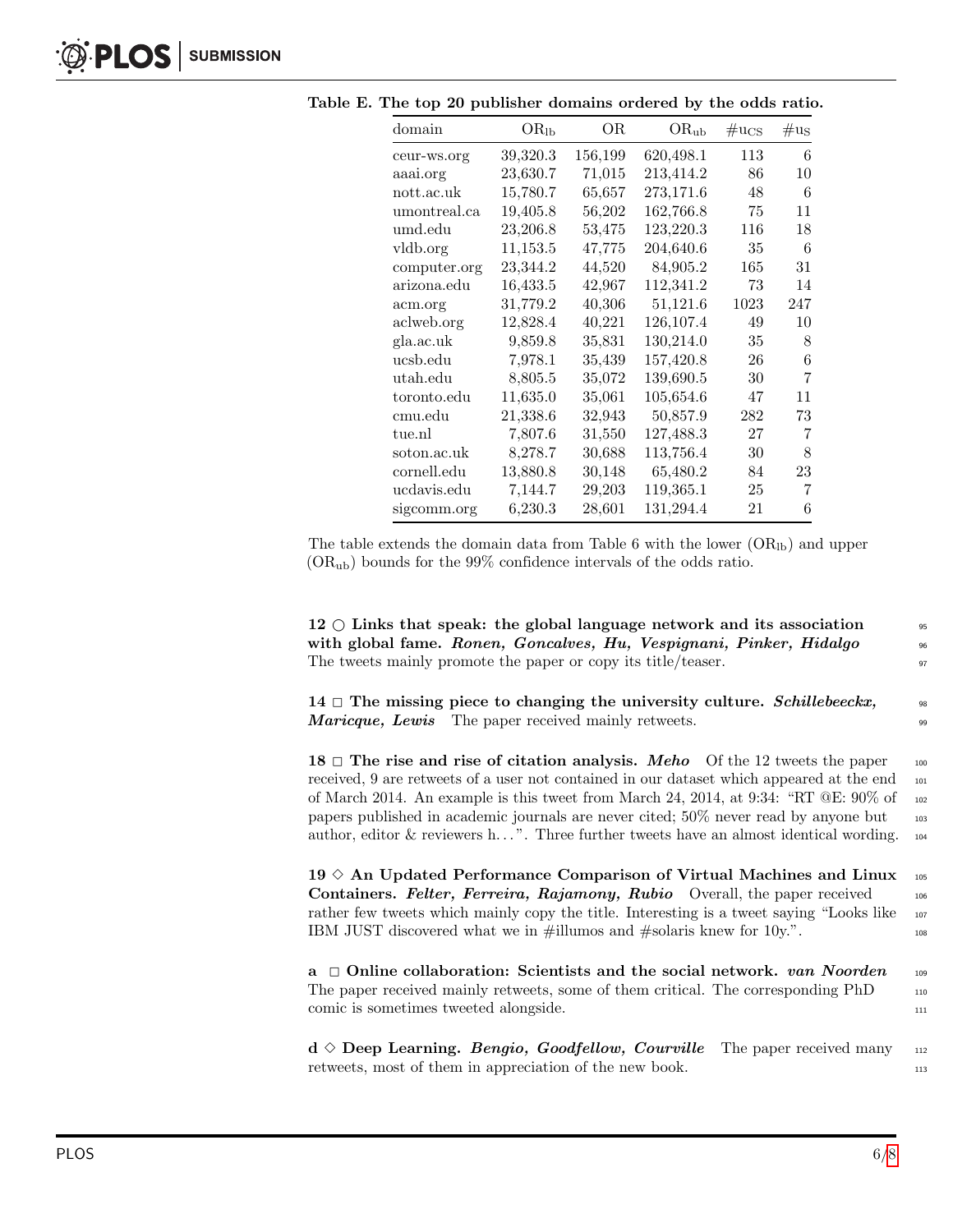**Table E. The top 20 publisher domains ordered by the odds ratio.**

| domain | $OR_{lb}$ | OR | $OR_{ub}$ | $\#u_{CS}$ | $\#u_S$ |
|---|---|---|---|---|---|
| ceur-ws.org | 39,320.3 | 156,199 | 620,498.1 | 113 | 6 |
| aaai.org | 23,630.7 | 71,015 | 213,414.2 | 86 | 10 |
| nott.ac.uk | 15,780.7 | 65,657 | 273,171.6 | 48 | 6 |
| umontreal.ca | 19,405.8 | 56,202 | 162,766.8 | 75 | 11 |
| umd.edu | 23,206.8 | 53,475 | 123,220.3 | 116 | 18 |
| vldb.org | 11,153.5 | 47,775 | 204,640.6 | 35 | 6 |
| computer.org | 23,344.2 | 44,520 | 84,905.2 | 165 | 31 |
| arizona.edu | 16,433.5 | 42,967 | 112,341.2 | 73 | 14 |
| acm.org | 31,779.2 | 40,306 | 51,121.6 | 1023 | 247 |
| aclweb.org | 12,828.4 | 40,221 | 126,107.4 | 49 | 10 |
| gla.ac.uk | 9,859.8 | 35,831 | 130,214.0 | 35 | 8 |
| ucsb.edu | 7,978.1 | 35,439 | 157,420.8 | 26 | 6 |
| utah.edu | 8,805.5 | 35,072 | 139,690.5 | 30 | 7 |
| toronto.edu | 11,635.0 | 35,061 | 105,654.6 | 47 | 11 |
| cmu.edu | 21,338.6 | 32,943 | 50,857.9 | 282 | 73 |
| tue.nl | 7,807.6 | 31,550 | 127,488.3 | 27 | 7 |
| soton.ac.uk | 8,278.7 | 30,688 | 113,756.4 | 30 | 8 |
| cornell.edu | 13,880.8 | 30,148 | 65,480.2 | 84 | 23 |
| ucdavis.edu | 7,144.7 | 29,203 | 119,365.1 | 25 | 7 |
| sigcomm.org | 6,230.3 | 28,601 | 131,294.4 | 21 | 6 |

The table extends the domain data from Table 6 with the lower ($OR_{lb}$) and upper ($OR_{ub}$) bounds for the 99% confidence intervals of the odds ratio.

**12 ○ Links that speak: the global language network and its association with global fame.** ***Ronen, Goncalves, Hu, Vespignani, Pinker, Hidalgo*** The tweets mainly promote the paper or copy its title/teaser.

**14 □ The missing piece to changing the university culture.** ***Schillebeeckx, Maricque, Lewis*** The paper received mainly retweets.

**18 □ The rise and rise of citation analysis.** ***Meho*** Of the 12 tweets the paper received, 9 are retweets of a user not contained in our dataset which appeared at the end of March 2014. An example is this tweet from March 24, 2014, at 9:34: "RT @E: 90% of papers published in academic journals are never cited; 50% never read by anyone but author, editor & reviewers h...". Three further tweets have an almost identical wording.

**19 ◇ An Updated Performance Comparison of Virtual Machines and Linux Containers.** ***Felter, Ferreira, Rajamony, Rubio*** Overall, the paper received rather few tweets which mainly copy the title. Interesting is a tweet saying "Looks like IBM JUST discovered what we in #illumos and #solaris knew for 10y.".

**a □ Online collaboration: Scientists and the social network.** ***van Noorden*** The paper received mainly retweets, some of them critical. The corresponding PhD comic is sometimes tweeted alongside.

**d ◇ Deep Learning.** ***Bengio, Goodfellow, Courville*** The paper received many retweets, most of them in appreciation of the new book.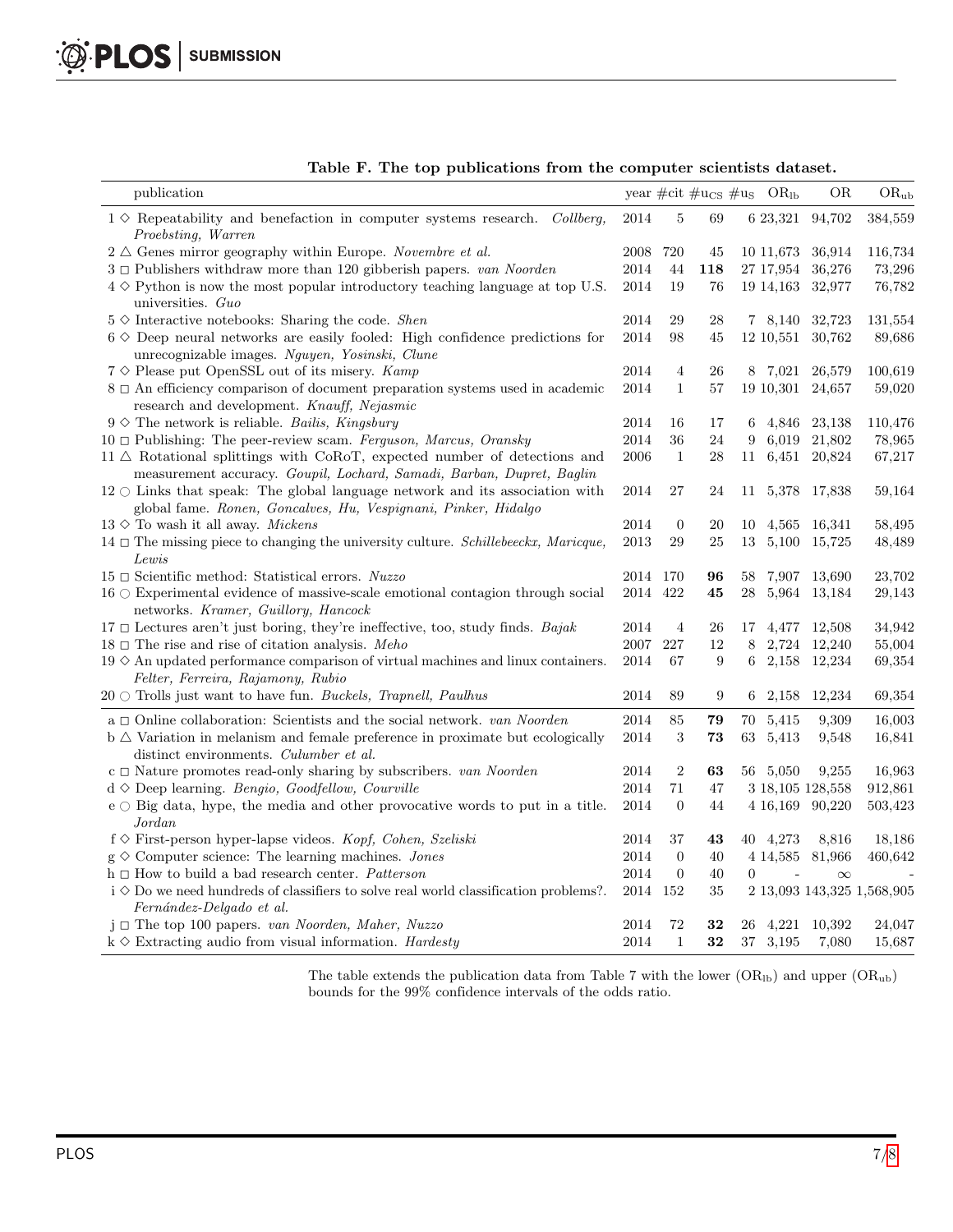**Table F. The top publications from the computer scientists dataset.**

| publication | year | #cit | #$u_{CS}$ | #$u_{S}$ | $OR_{lb}$ | OR | $OR_{ub}$ |
|---|---|---|---|---|---|---|---|
| 1 ◇ Repeatability and benefaction in computer systems research. *Collberg, Proebsting, Warren* | 2014 | 5 | 69 | 6 | 23,321 | 94,702 | 384,559 |
| 2 △ Genes mirror geography within Europe. *Novembre et al.* | 2008 | 720 | 45 | 10 | 11,673 | 36,914 | 116,734 |
| 3 □ Publishers withdraw more than 120 gibberish papers. *van Noorden* | 2014 | 44 | **118** | 27 | 17,954 | 36,276 | 73,296 |
| 4 ◇ Python is now the most popular introductory teaching language at top U.S. universities. *Guo* | 2014 | 19 | 76 | 19 | 14,163 | 32,977 | 76,782 |
| 5 ◇ Interactive notebooks: Sharing the code. *Shen* | 2014 | 29 | 28 | 7 | 8,140 | 32,723 | 131,554 |
| 6 ◇ Deep neural networks are easily fooled: High confidence predictions for unrecognizable images. *Nguyen, Yosinski, Clune* | 2014 | 98 | 45 | 12 | 10,551 | 30,762 | 89,686 |
| 7 ◇ Please put OpenSSL out of its misery. *Kamp* | 2014 | 4 | 26 | 8 | 7,021 | 26,579 | 100,619 |
| 8 □ An efficiency comparison of document preparation systems used in academic research and development. *Knauff, Nejasmic* | 2014 | 1 | 57 | 19 | 10,301 | 24,657 | 59,020 |
| 9 ◇ The network is reliable. *Bailis, Kingsbury* | 2014 | 16 | 17 | 6 | 4,846 | 23,138 | 110,476 |
| 10 □ Publishing: The peer-review scam. *Ferguson, Marcus, Oransky* | 2014 | 36 | 24 | 9 | 6,019 | 21,802 | 78,965 |
| 11 △ Rotational splittings with CoRoT, expected number of detections and measurement accuracy. *Goupil, Lochard, Samadi, Barban, Dupret, Baglin* | 2006 | 1 | 28 | 11 | 6,451 | 20,824 | 67,217 |
| 12 ○ Links that speak: The global language network and its association with global fame. *Ronen, Goncalves, Hu, Vespignani, Pinker, Hidalgo* | 2014 | 27 | 24 | 11 | 5,378 | 17,838 | 59,164 |
| 13 ◇ To wash it all away. *Mickens* | 2014 | 0 | 20 | 10 | 4,565 | 16,341 | 58,495 |
| 14 □ The missing piece to changing the university culture. *Schillebeeckx, Maricque, Lewis* | 2013 | 29 | 25 | 13 | 5,100 | 15,725 | 48,489 |
| 15 □ Scientific method: Statistical errors. *Nuzzo* | 2014 | 170 | **96** | 58 | 7,907 | 13,690 | 23,702 |
| 16 ○ Experimental evidence of massive-scale emotional contagion through social networks. *Kramer, Guillory, Hancock* | 2014 | 422 | **45** | 28 | 5,964 | 13,184 | 29,143 |
| 17 □ Lectures aren't just boring, they're ineffective, too, study finds. *Bajak* | 2014 | 4 | 26 | 17 | 4,477 | 12,508 | 34,942 |
| 18 □ The rise and rise of citation analysis. *Meho* | 2007 | 227 | 12 | 8 | 2,724 | 12,240 | 55,004 |
| 19 ◇ An updated performance comparison of virtual machines and linux containers. *Felter, Ferreira, Rajamony, Rubio* | 2014 | 67 | 9 | 6 | 2,158 | 12,234 | 69,354 |
| 20 ○ Trolls just want to have fun. *Buckels, Trapnell, Paulhus* | 2014 | 89 | 9 | 6 | 2,158 | 12,234 | 69,354 |
| a □ Online collaboration: Scientists and the social network. *van Noorden* | 2014 | 85 | **79** | 70 | 5,415 | 9,309 | 16,003 |
| b △ Variation in melanism and female preference in proximate but ecologically distinct environments. *Culumber et al.* | 2014 | 3 | **73** | 63 | 5,413 | 9,548 | 16,841 |
| c □ Nature promotes read-only sharing by subscribers. *van Noorden* | 2014 | 2 | **63** | 56 | 5,050 | 9,255 | 16,963 |
| d ◇ Deep learning. *Bengio, Goodfellow, Courville* | 2014 | 71 | 47 | 3 | 18,105 | 128,558 | 912,861 |
| e ○ Big data, hype, the media and other provocative words to put in a title. *Jordan* | 2014 | 0 | 44 | 4 | 16,169 | 90,220 | 503,423 |
| f ◇ First-person hyper-lapse videos. *Kopf, Cohen, Szeliski* | 2014 | 37 | **43** | 40 | 4,273 | 8,816 | 18,186 |
| g ◇ Computer science: The learning machines. *Jones* | 2014 | 0 | 40 | 4 | 14,585 | 81,966 | 460,642 |
| h □ How to build a bad research center. *Patterson* | 2014 | 0 | 40 | 0 | - | ∞ | - |
| i ◇ Do we need hundreds of classifiers to solve real world classification problems?. *Fernández-Delgado et al.* | 2014 | 152 | 35 | 2 | 13,093 | 143,325 | 1,568,905 |
| j □ The top 100 papers. *van Noorden, Maher, Nuzzo* | 2014 | 72 | **32** | 26 | 4,221 | 10,392 | 24,047 |
| k ◇ Extracting audio from visual information. *Hardesty* | 2014 | 1 | **32** | 37 | 3,195 | 7,080 | 15,687 |

The table extends the publication data from Table 7 with the lower ($OR_{lb}$) and upper ($OR_{ub}$) bounds for the 99% confidence intervals of the odds ratio.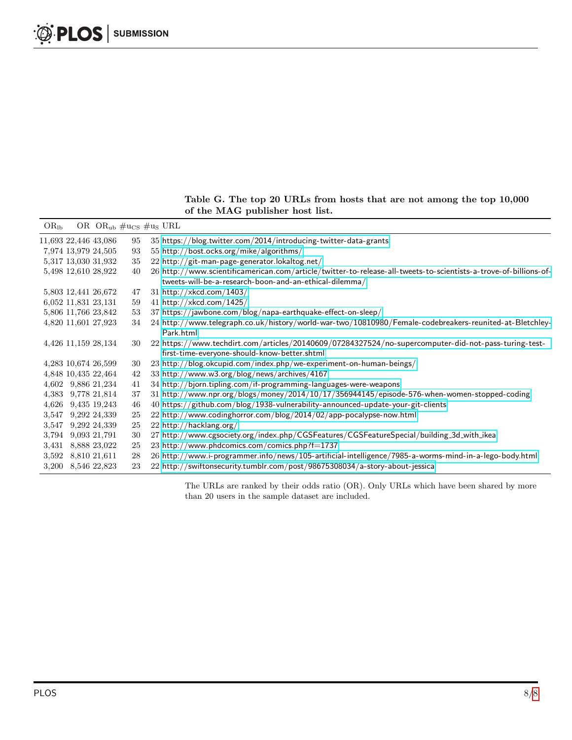**Table G. The top 20 URLs from hosts that are not among the top 10,000 of the MAG publisher host list.**

| $OR_{lb}$ | OR | $OR_{ub}$ | $\#u_{CS}$ | $\#u_S$ | URL |
|---|---|---|---|---|---|
| 11,693 | 22,446 | 43,086 | 95 | 35 | https://blog.twitter.com/2014/introducing-twitter-data-grants |
| 7,974 | 13,979 | 24,505 | 93 | 55 | http://bost.ocks.org/mike/algorithms/ |
| 5,317 | 13,030 | 31,932 | 35 | 22 | http://git-man-page-generator.lokaltog.net/ |
| 5,498 | 12,610 | 28,922 | 40 | 26 | http://www.scientificamerican.com/article/twitter-to-release-all-tweets-to-scientists-a-trove-of-billions-of-tweets-will-be-a-research-boon-and-an-ethical-dilemma/ |
| 5,803 | 12,441 | 26,672 | 47 | 31 | http://xkcd.com/1403/ |
| 6,052 | 11,831 | 23,131 | 59 | 41 | http://xkcd.com/1425/ |
| 5,806 | 11,766 | 23,842 | 53 | 37 | https://jawbone.com/blog/napa-earthquake-effect-on-sleep/ |
| 4,820 | 11,601 | 27,923 | 34 | 24 | http://www.telegraph.co.uk/history/world-war-two/10810980/Female-codebreakers-reunited-at-Bletchley-Park.html |
| 4,426 | 11,159 | 28,134 | 30 | 22 | https://www.techdirt.com/articles/20140609/07284327524/no-supercomputer-did-not-pass-turing-test-first-time-everyone-should-know-better.shtml |
| 4,283 | 10,674 | 26,599 | 30 | 23 | http://blog.okcupid.com/index.php/we-experiment-on-human-beings/ |
| 4,848 | 10,435 | 22,464 | 42 | 33 | http://www.w3.org/blog/news/archives/4167 |
| 4,602 | 9,886 | 21,234 | 41 | 34 | http://bjorn.tipling.com/if-programming-languages-were-weapons |
| 4,383 | 9,778 | 21,814 | 37 | 31 | http://www.npr.org/blogs/money/2014/10/17/356944145/episode-576-when-women-stopped-coding |
| 4,626 | 9,435 | 19,243 | 46 | 40 | https://github.com/blog/1938-vulnerability-announced-update-your-git-clients |
| 3,547 | 9,292 | 24,339 | 25 | 22 | http://www.codinghorror.com/blog/2014/02/app-pocalypse-now.html |
| 3,547 | 9,292 | 24,339 | 25 | 22 | http://hacklang.org/ |
| 3,794 | 9,093 | 21,791 | 30 | 27 | http://www.cgsociety.org/index.php/CGSFeatures/CGSFeatureSpecial/building_3d_with_ikea |
| 3,431 | 8,888 | 23,022 | 25 | 23 | http://www.phdcomics.com/comics.php?f=1737 |
| 3,592 | 8,810 | 21,611 | 28 | 26 | http://www.i-programmer.info/news/105-artificial-intelligence/7985-a-worms-mind-in-a-lego-body.html |
| 3,200 | 8,546 | 22,823 | 23 | 22 | http://swiftonsecurity.tumblr.com/post/98675308034/a-story-about-jessica |

The URLs are ranked by their odds ratio (OR). Only URLs which have been shared by more than 20 users in the sample dataset are included.